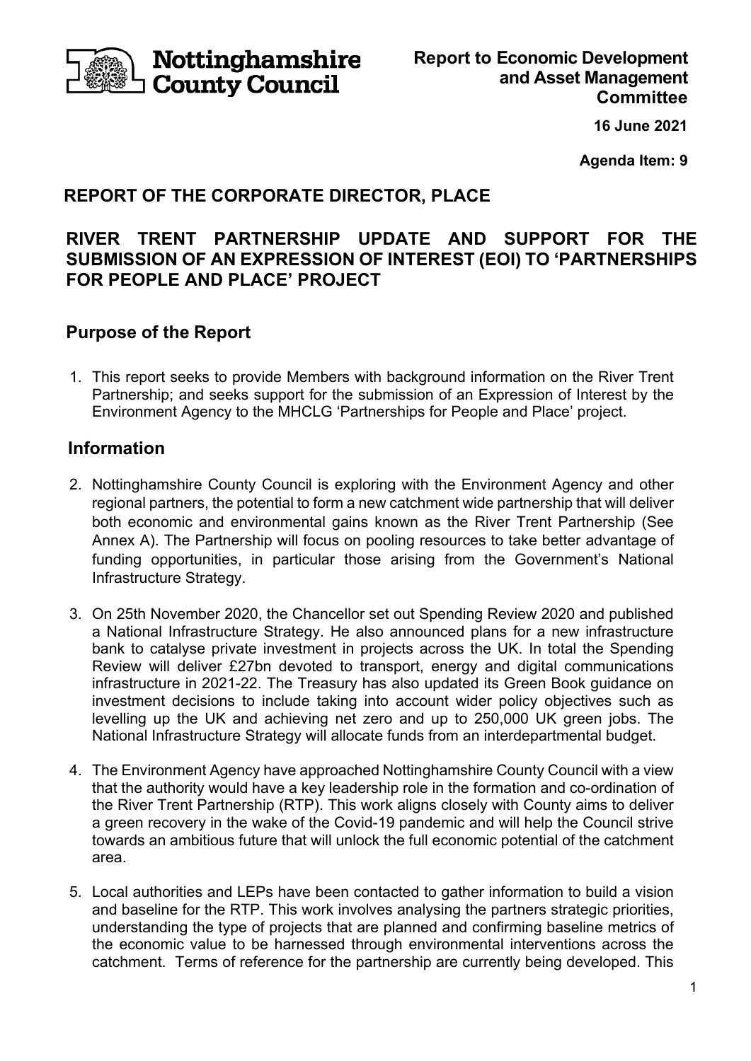Nottinghamshire County Council

**Report to Economic Development and Asset Management Committee**

**16 June 2021**

**Agenda Item: 9**

## REPORT OF THE CORPORATE DIRECTOR, PLACE

## RIVER TRENT PARTNERSHIP UPDATE AND SUPPORT FOR THE SUBMISSION OF AN EXPRESSION OF INTEREST (EOI) TO 'PARTNERSHIPS FOR PEOPLE AND PLACE' PROJECT

### Purpose of the Report

1. This report seeks to provide Members with background information on the River Trent Partnership; and seeks support for the submission of an Expression of Interest by the Environment Agency to the MHCLG 'Partnerships for People and Place' project.

### Information

2. Nottinghamshire County Council is exploring with the Environment Agency and other regional partners, the potential to form a new catchment wide partnership that will deliver both economic and environmental gains known as the River Trent Partnership (See Annex A). The Partnership will focus on pooling resources to take better advantage of funding opportunities, in particular those arising from the Government's National Infrastructure Strategy.

3. On 25th November 2020, the Chancellor set out Spending Review 2020 and published a National Infrastructure Strategy. He also announced plans for a new infrastructure bank to catalyse private investment in projects across the UK. In total the Spending Review will deliver £27bn devoted to transport, energy and digital communications infrastructure in 2021-22. The Treasury has also updated its Green Book guidance on investment decisions to include taking into account wider policy objectives such as levelling up the UK and achieving net zero and up to 250,000 UK green jobs. The National Infrastructure Strategy will allocate funds from an interdepartmental budget.

4. The Environment Agency have approached Nottinghamshire County Council with a view that the authority would have a key leadership role in the formation and co-ordination of the River Trent Partnership (RTP). This work aligns closely with County aims to deliver a green recovery in the wake of the Covid-19 pandemic and will help the Council strive towards an ambitious future that will unlock the full economic potential of the catchment area.

5. Local authorities and LEPs have been contacted to gather information to build a vision and baseline for the RTP. This work involves analysing the partners strategic priorities, understanding the type of projects that are planned and confirming baseline metrics of the economic value to be harnessed through environmental interventions across the catchment. Terms of reference for the partnership are currently being developed. This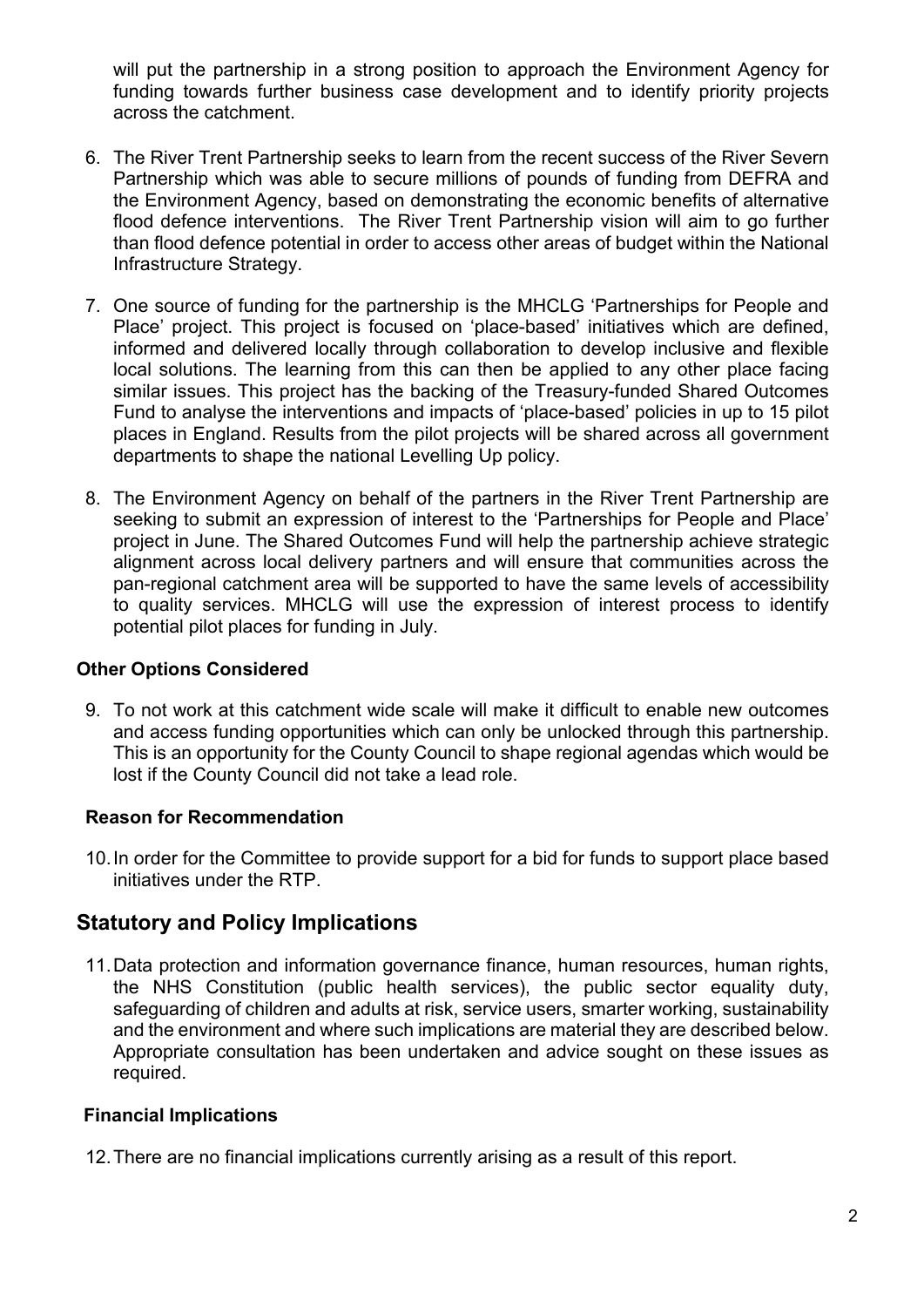will put the partnership in a strong position to approach the Environment Agency for funding towards further business case development and to identify priority projects across the catchment.

6. The River Trent Partnership seeks to learn from the recent success of the River Severn Partnership which was able to secure millions of pounds of funding from DEFRA and the Environment Agency, based on demonstrating the economic benefits of alternative flood defence interventions. The River Trent Partnership vision will aim to go further than flood defence potential in order to access other areas of budget within the National Infrastructure Strategy.

7. One source of funding for the partnership is the MHCLG 'Partnerships for People and Place' project. This project is focused on 'place-based' initiatives which are defined, informed and delivered locally through collaboration to develop inclusive and flexible local solutions. The learning from this can then be applied to any other place facing similar issues. This project has the backing of the Treasury-funded Shared Outcomes Fund to analyse the interventions and impacts of 'place-based' policies in up to 15 pilot places in England. Results from the pilot projects will be shared across all government departments to shape the national Levelling Up policy.

8. The Environment Agency on behalf of the partners in the River Trent Partnership are seeking to submit an expression of interest to the 'Partnerships for People and Place' project in June. The Shared Outcomes Fund will help the partnership achieve strategic alignment across local delivery partners and will ensure that communities across the pan-regional catchment area will be supported to have the same levels of accessibility to quality services. MHCLG will use the expression of interest process to identify potential pilot places for funding in July.

### Other Options Considered

9. To not work at this catchment wide scale will make it difficult to enable new outcomes and access funding opportunities which can only be unlocked through this partnership. This is an opportunity for the County Council to shape regional agendas which would be lost if the County Council did not take a lead role.

### Reason for Recommendation

10. In order for the Committee to provide support for a bid for funds to support place based initiatives under the RTP.

## Statutory and Policy Implications

11. Data protection and information governance finance, human resources, human rights, the NHS Constitution (public health services), the public sector equality duty, safeguarding of children and adults at risk, service users, smarter working, sustainability and the environment and where such implications are material they are described below. Appropriate consultation has been undertaken and advice sought on these issues as required.

### Financial Implications

12. There are no financial implications currently arising as a result of this report.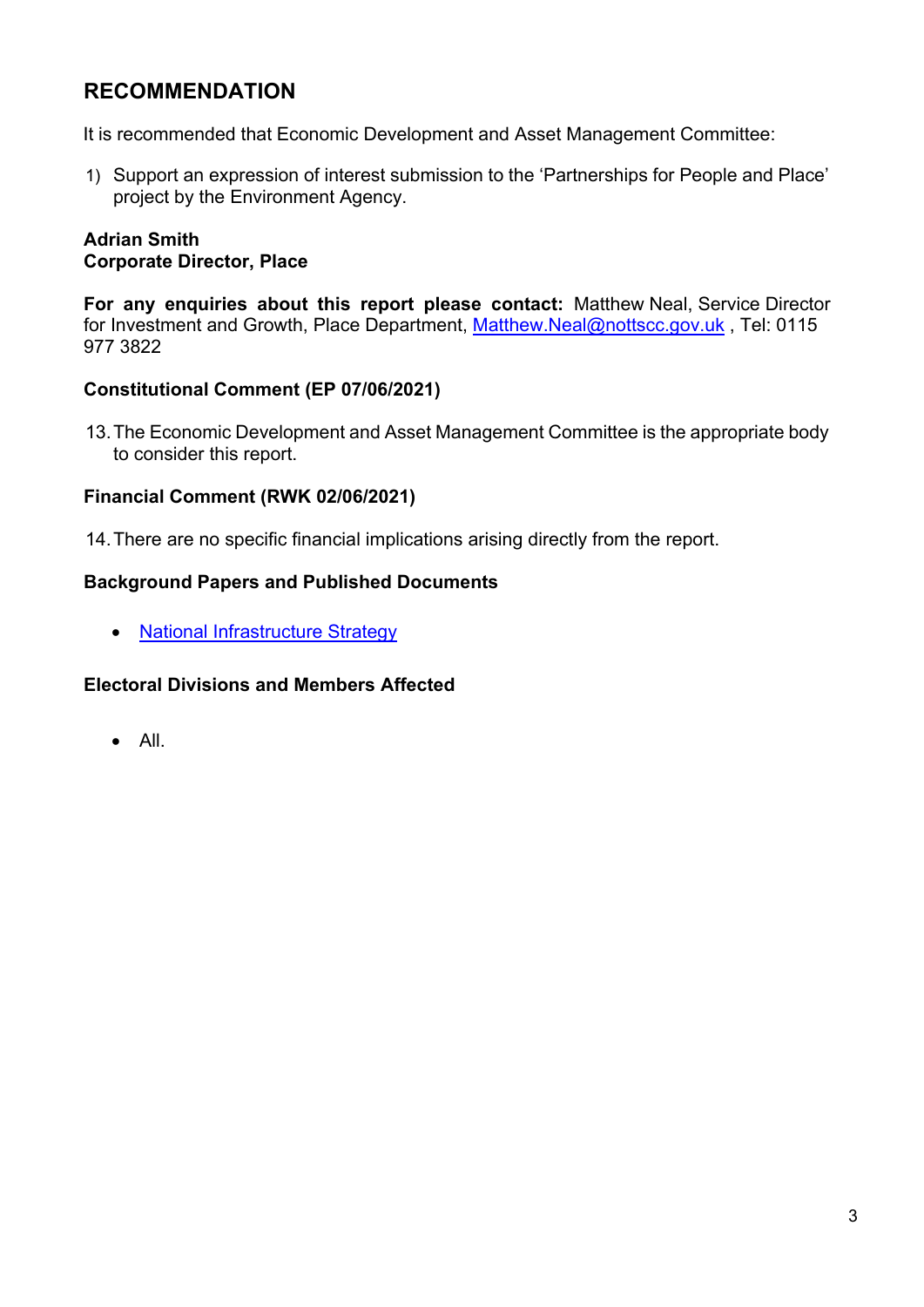## RECOMMENDATION

It is recommended that Economic Development and Asset Management Committee:

1) Support an expression of interest submission to the 'Partnerships for People and Place' project by the Environment Agency.

**Adrian Smith**
**Corporate Director, Place**

**For any enquiries about this report please contact:** Matthew Neal, Service Director for Investment and Growth, Place Department, Matthew.Neal@nottscc.gov.uk , Tel: 0115 977 3822

**Constitutional Comment (EP 07/06/2021)**

13. The Economic Development and Asset Management Committee is the appropriate body to consider this report.

**Financial Comment (RWK 02/06/2021)**

14. There are no specific financial implications arising directly from the report.

**Background Papers and Published Documents**

- National Infrastructure Strategy

**Electoral Divisions and Members Affected**

- All.